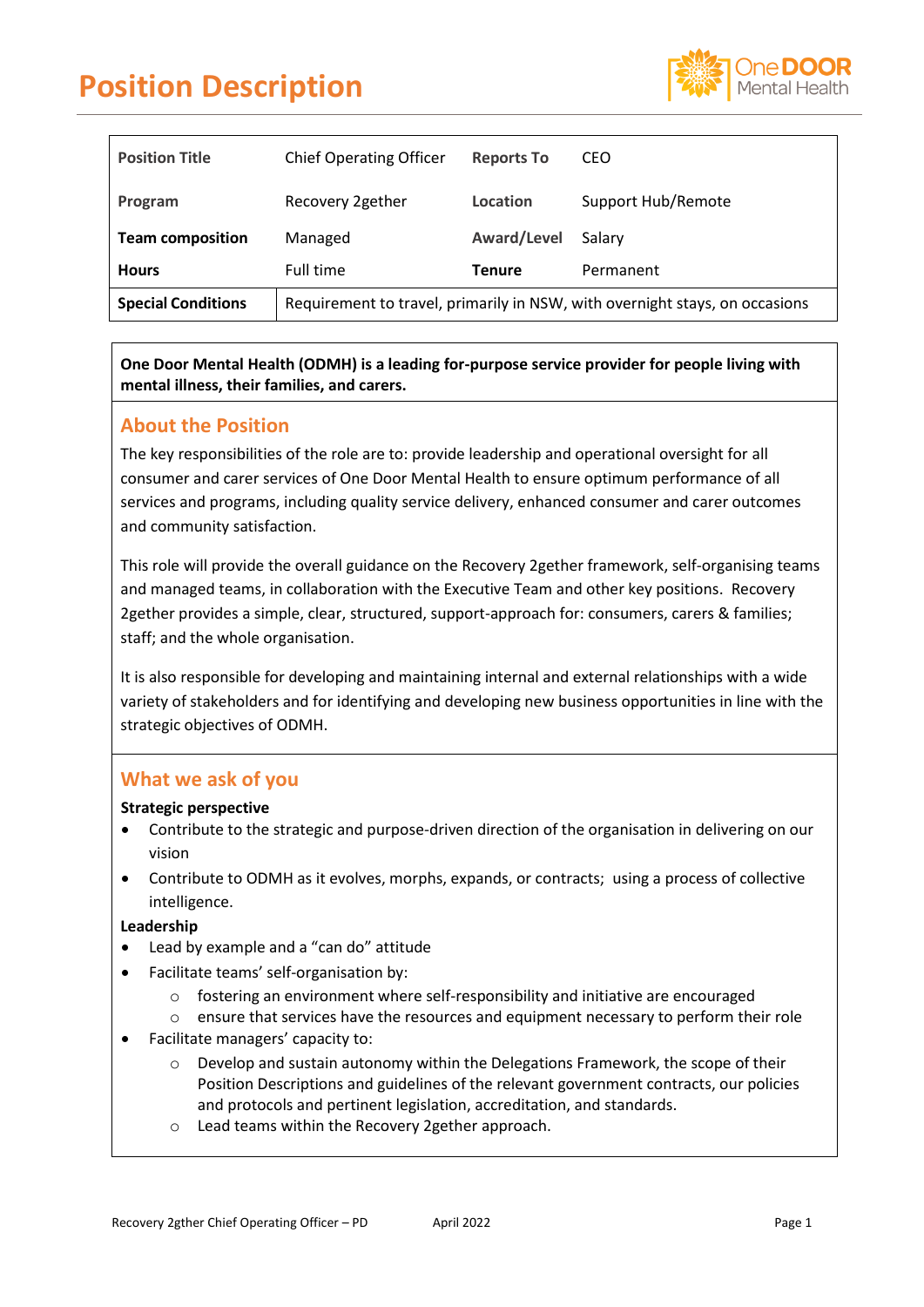# Position Description

| Position Title | Chief Operating Officer | Reports To | CEO |
|---|---|---|---|
| Program | Recovery 2gether | Location | Support Hub/Remote |
| Team composition | Managed | Award/Level | Salary |
| Hours | Full time | Tenure | Permanent |
| Special Conditions | Requirement to travel, primarily in NSW, with overnight stays, on occasions | | |

**One Door Mental Health (ODMH) is a leading for-purpose service provider for people living with mental illness, their families, and carers.**

## About the Position

The key responsibilities of the role are to: provide leadership and operational oversight for all consumer and carer services of One Door Mental Health to ensure optimum performance of all services and programs, including quality service delivery, enhanced consumer and carer outcomes and community satisfaction.

This role will provide the overall guidance on the Recovery 2gether framework, self-organising teams and managed teams, in collaboration with the Executive Team and other key positions. Recovery 2gether provides a simple, clear, structured, support-approach for: consumers, carers & families; staff; and the whole organisation.

It is also responsible for developing and maintaining internal and external relationships with a wide variety of stakeholders and for identifying and developing new business opportunities in line with the strategic objectives of ODMH.

## What we ask of you

**Strategic perspective**

- Contribute to the strategic and purpose-driven direction of the organisation in delivering on our vision
- Contribute to ODMH as it evolves, morphs, expands, or contracts; using a process of collective intelligence.

**Leadership**

- Lead by example and a "can do" attitude
- Facilitate teams' self-organisation by:
  - fostering an environment where self-responsibility and initiative are encouraged
  - ensure that services have the resources and equipment necessary to perform their role
- Facilitate managers' capacity to:
  - Develop and sustain autonomy within the Delegations Framework, the scope of their Position Descriptions and guidelines of the relevant government contracts, our policies and protocols and pertinent legislation, accreditation, and standards.
  - Lead teams within the Recovery 2gether approach.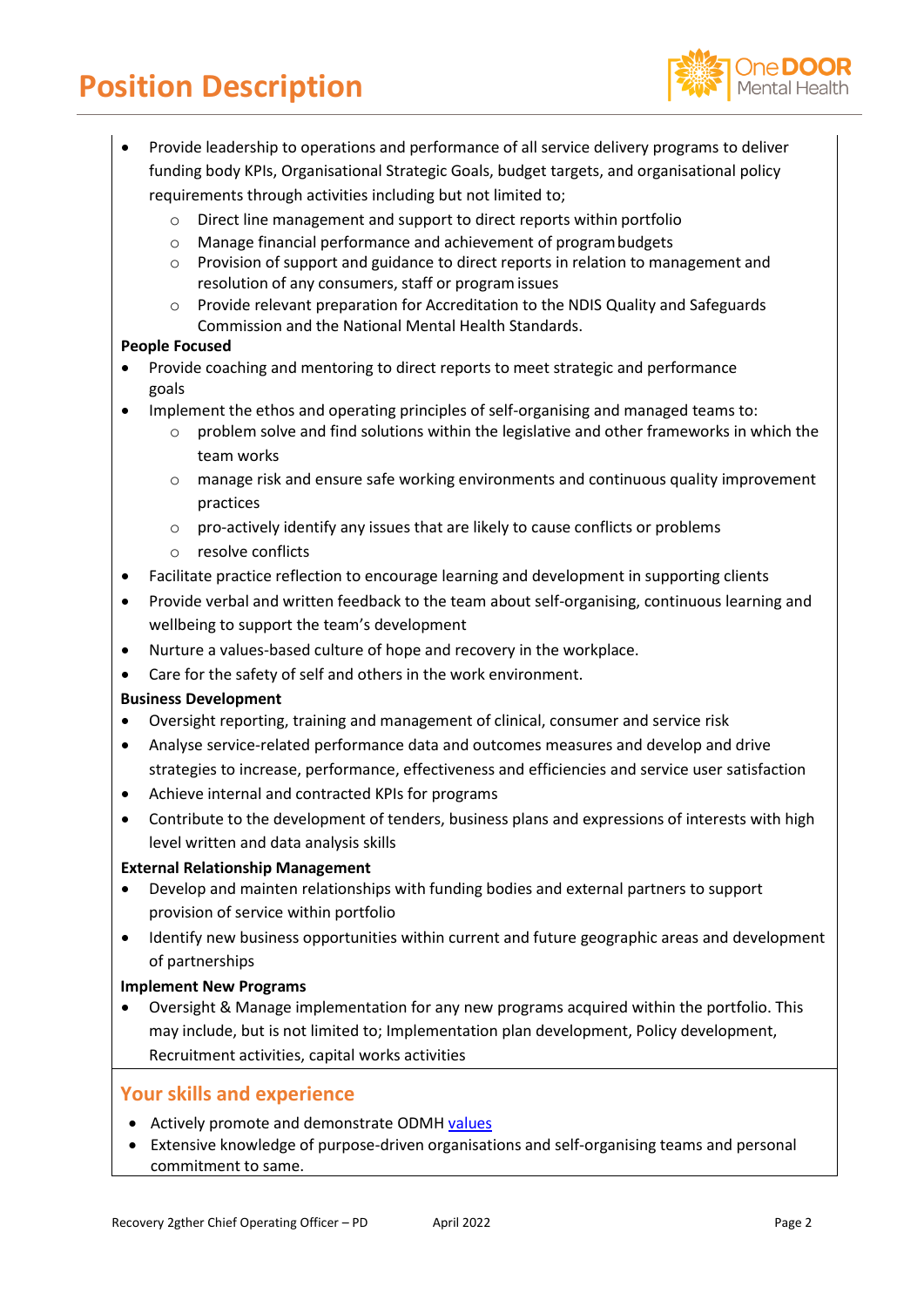- Provide leadership to operations and performance of all service delivery programs to deliver funding body KPIs, Organisational Strategic Goals, budget targets, and organisational policy requirements through activities including but not limited to;
  - Direct line management and support to direct reports within portfolio
  - Manage financial performance and achievement of program budgets
  - Provision of support and guidance to direct reports in relation to management and resolution of any consumers, staff or program issues
  - Provide relevant preparation for Accreditation to the NDIS Quality and Safeguards Commission and the National Mental Health Standards.

**People Focused**

- Provide coaching and mentoring to direct reports to meet strategic and performance goals
- Implement the ethos and operating principles of self-organising and managed teams to:
  - problem solve and find solutions within the legislative and other frameworks in which the team works
  - manage risk and ensure safe working environments and continuous quality improvement practices
  - pro-actively identify any issues that are likely to cause conflicts or problems
  - resolve conflicts
- Facilitate practice reflection to encourage learning and development in supporting clients
- Provide verbal and written feedback to the team about self-organising, continuous learning and wellbeing to support the team's development
- Nurture a values-based culture of hope and recovery in the workplace.
- Care for the safety of self and others in the work environment.

**Business Development**

- Oversight reporting, training and management of clinical, consumer and service risk
- Analyse service-related performance data and outcomes measures and develop and drive strategies to increase, performance, effectiveness and efficiencies and service user satisfaction
- Achieve internal and contracted KPIs for programs
- Contribute to the development of tenders, business plans and expressions of interests with high level written and data analysis skills

**External Relationship Management**

- Develop and mainten relationships with funding bodies and external partners to support provision of service within portfolio
- Identify new business opportunities within current and future geographic areas and development of partnerships

**Implement New Programs**

- Oversight & Manage implementation for any new programs acquired within the portfolio. This may include, but is not limited to; Implementation plan development, Policy development, Recruitment activities, capital works activities

## Your skills and experience

- Actively promote and demonstrate ODMH values
- Extensive knowledge of purpose-driven organisations and self-organising teams and personal commitment to same.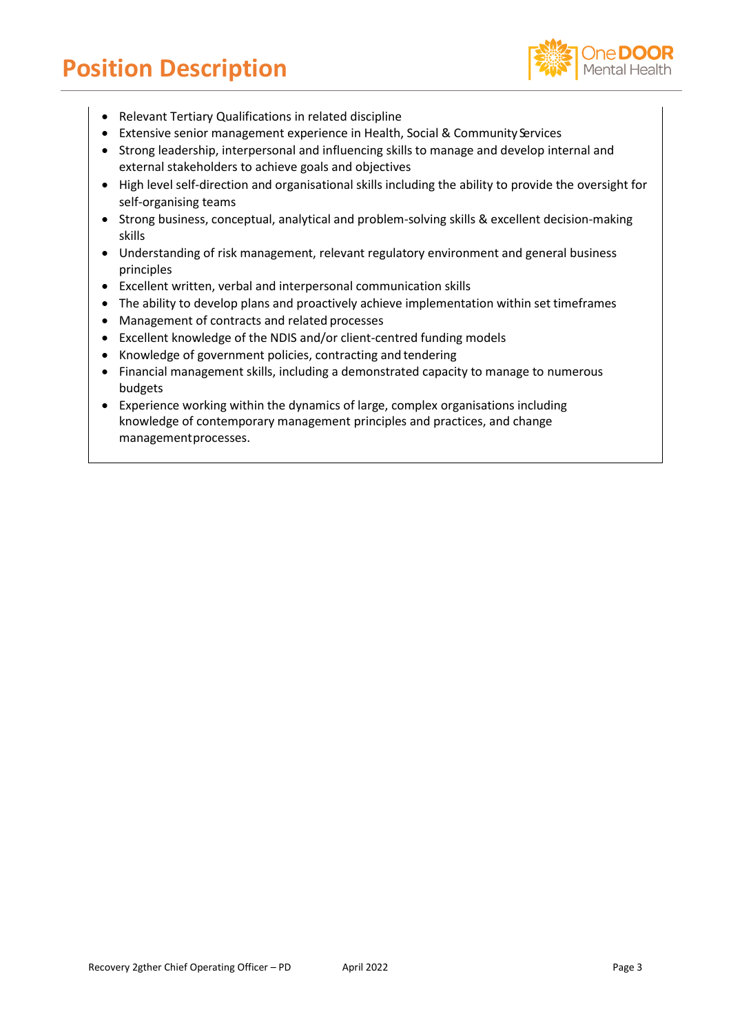- Relevant Tertiary Qualifications in related discipline
- Extensive senior management experience in Health, Social & Community Services
- Strong leadership, interpersonal and influencing skills to manage and develop internal and external stakeholders to achieve goals and objectives
- High level self-direction and organisational skills including the ability to provide the oversight for self-organising teams
- Strong business, conceptual, analytical and problem-solving skills & excellent decision-making skills
- Understanding of risk management, relevant regulatory environment and general business principles
- Excellent written, verbal and interpersonal communication skills
- The ability to develop plans and proactively achieve implementation within set timeframes
- Management of contracts and related processes
- Excellent knowledge of the NDIS and/or client-centred funding models
- Knowledge of government policies, contracting and tendering
- Financial management skills, including a demonstrated capacity to manage to numerous budgets
- Experience working within the dynamics of large, complex organisations including knowledge of contemporary management principles and practices, and change management processes.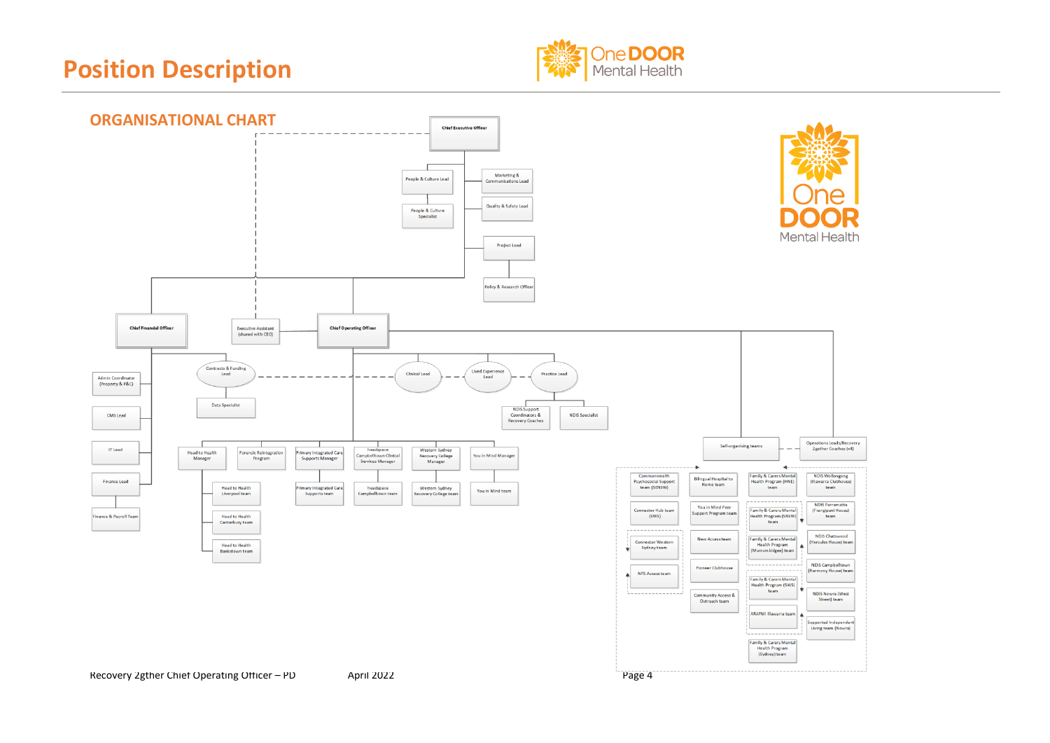# Position Description

## ORGANISATIONAL CHART

Chief Executive Officer

People & Culture Lead

People & Culture Specialist

Marketing & Communications Lead

Quality & Safety Lead

Project Lead

Policy & Research Officer

Chief Financial Officer

Executive Assistant (shared with CEO)

Chief Operating Officer

Admin Coordinator (Property & F&C)

CMS Lead

IT Lead

Finance Lead

Finance & Payroll Team

Contracts & Funding Lead

Data Specialist

Clinical Lead

Lived Experience Lead

Practice Lead

NDIS Support Coordinators & Recovery Coaches

NDIS Specialist

Head to Health Manager

Head to Health Liverpool team

Head to Health Canterbury team

Head to Health Bankstown team

Forensic Reintegration Program

Primary Integrated Care Supports Manager

Primary Integrated Care Supports team

headspace Campbelltown Clinical Services Manager

headspace Campbelltown team

Western Sydney Recovery College Manager

Western Sydney Recovery College team

You in Mind Manager

You in Mind team

Self-organising teams

Operations Leads/Recovery 2gether Coaches (x4)

Commonwealth Psychosocial Support team (SENSW)

Connector Hub team (SWS)

Connector Western Sydney team

NPS Access team

Bilingual Hospital to Home team

You in Mind Peer Support Program team

New Access team

Pioneer Clubhouse

Community Access & Outreach team

Family & Carers Mental Health Program (HNE) team

Family & Carers Mental Health Program (SNSW) team

Family & Carers Mental Health Program (Murrumbidgee) team

Family & Carers Mental Health Program (SWS) team

ARAFMI Illawarra team

Family & Carers Mental Health Program (Sydney) team

NDIS Wollongong (Illawarra Clubhouse) team

NDIS Parramatta (Frangipani House) team

NDIS Chatswood (Hercules House) team

NDIS Campbelltown (Harmony House) team

NDIS Nowra (West Street) team

Supported Independent Living team (Nowra)

Recovery 2gther Chief Operating Officer – PD April 2022